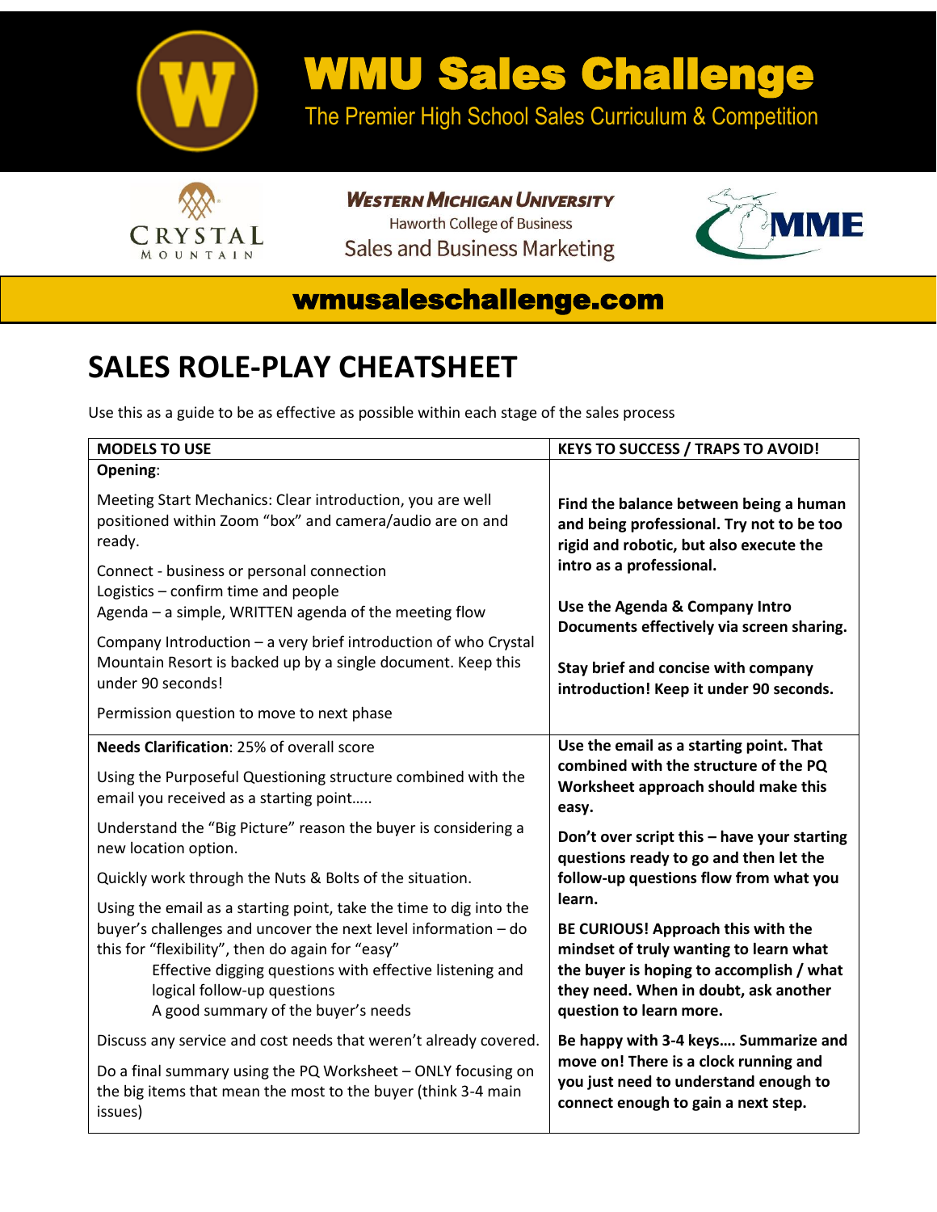# WMU Sales Challenge

The Premier High School Sales Curriculum & Competition

Western Michigan University
Haworth College of Business
Sales and Business Marketing

wmusaleschallenge.com

## SALES ROLE-PLAY CHEATSHEET

Use this as a guide to be as effective as possible within each stage of the sales process

| MODELS TO USE | KEYS TO SUCCESS / TRAPS TO AVOID! |
|---|---|
| **Opening**:<br><br>Meeting Start Mechanics: Clear introduction, you are well positioned within Zoom "box" and camera/audio are on and ready.<br><br>Connect - business or personal connection<br>Logistics – confirm time and people<br>Agenda – a simple, WRITTEN agenda of the meeting flow<br><br>Company Introduction – a very brief introduction of who Crystal Mountain Resort is backed up by a single document. Keep this under 90 seconds!<br><br>Permission question to move to next phase | **Find the balance between being a human and being professional. Try not to be too rigid and robotic, but also execute the intro as a professional.**<br><br>**Use the Agenda & Company Intro Documents effectively via screen sharing.**<br><br>**Stay brief and concise with company introduction! Keep it under 90 seconds.** |
| **Needs Clarification**: 25% of overall score<br><br>Using the Purposeful Questioning structure combined with the email you received as a starting point…..<br><br>Understand the "Big Picture" reason the buyer is considering a new location option.<br><br>Quickly work through the Nuts & Bolts of the situation.<br><br>Using the email as a starting point, take the time to dig into the buyer's challenges and uncover the next level information – do this for "flexibility", then do again for "easy"<br>Effective digging questions with effective listening and logical follow-up questions<br>A good summary of the buyer's needs<br><br>Discuss any service and cost needs that weren't already covered.<br><br>Do a final summary using the PQ Worksheet – ONLY focusing on the big items that mean the most to the buyer (think 3-4 main issues) | **Use the email as a starting point. That combined with the structure of the PQ Worksheet approach should make this easy.**<br><br>**Don't over script this – have your starting questions ready to go and then let the follow-up questions flow from what you learn.**<br><br>**BE CURIOUS! Approach this with the mindset of truly wanting to learn what the buyer is hoping to accomplish / what they need. When in doubt, ask another question to learn more.**<br><br>**Be happy with 3-4 keys…. Summarize and move on! There is a clock running and you just need to understand enough to connect enough to gain a next step.** |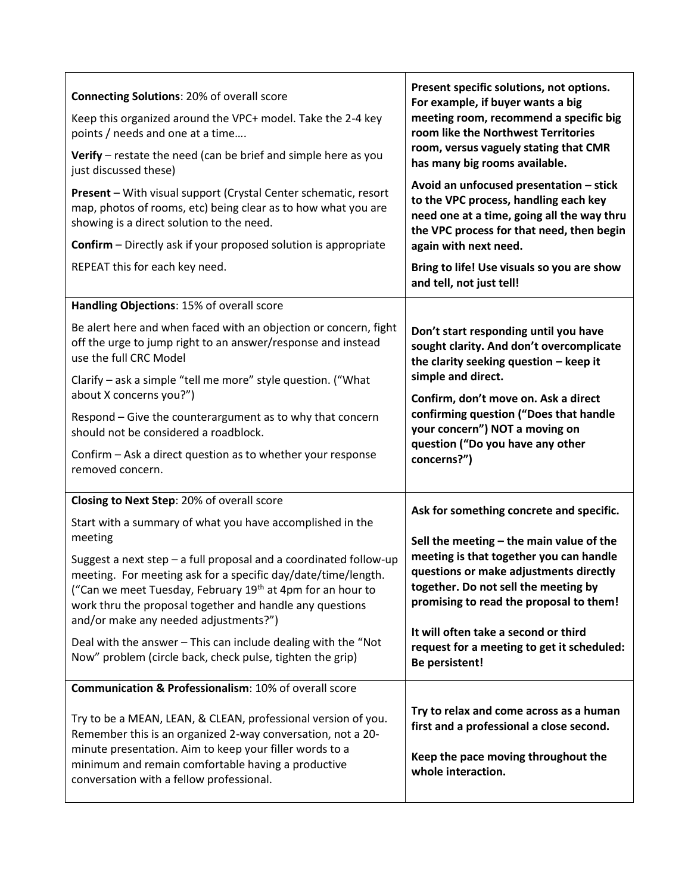| | |
|---|---|
| **Connecting Solutions**: 20% of overall score<br><br>Keep this organized around the VPC+ model. Take the 2-4 key points / needs and one at a time….<br><br>**Verify** – restate the need (can be brief and simple here as you just discussed these)<br><br>**Present** – With visual support (Crystal Center schematic, resort map, photos of rooms, etc) being clear as to how what you are showing is a direct solution to the need.<br><br>**Confirm** – Directly ask if your proposed solution is appropriate<br><br>REPEAT this for each key need. | **Present specific solutions, not options. For example, if buyer wants a big meeting room, recommend a specific big room like the Northwest Territories room, versus vaguely stating that CMR has many big rooms available.**<br><br>**Avoid an unfocused presentation – stick to the VPC process, handling each key need one at a time, going all the way thru the VPC process for that need, then begin again with next need.**<br><br>**Bring to life! Use visuals so you are show and tell, not just tell!** |
| **Handling Objections**: 15% of overall score<br><br>Be alert here and when faced with an objection or concern, fight off the urge to jump right to an answer/response and instead use the full CRC Model<br><br>Clarify – ask a simple "tell me more" style question. ("What about X concerns you?")<br><br>Respond – Give the counterargument as to why that concern should not be considered a roadblock.<br><br>Confirm – Ask a direct question as to whether your response removed concern. | **Don't start responding until you have sought clarity. And don't overcomplicate the clarity seeking question – keep it simple and direct.**<br><br>**Confirm, don't move on. Ask a direct confirming question ("Does that handle your concern") NOT a moving on question ("Do you have any other concerns?")** |
| **Closing to Next Step**: 20% of overall score<br><br>Start with a summary of what you have accomplished in the meeting<br><br>Suggest a next step – a full proposal and a coordinated follow-up meeting. For meeting ask for a specific day/date/time/length. ("Can we meet Tuesday, February 19th at 4pm for an hour to work thru the proposal together and handle any questions and/or make any needed adjustments?")<br><br>Deal with the answer – This can include dealing with the "Not Now" problem (circle back, check pulse, tighten the grip) | **Ask for something concrete and specific.**<br><br>**Sell the meeting – the main value of the meeting is that together you can handle questions or make adjustments directly together. Do not sell the meeting by promising to read the proposal to them!**<br><br>**It will often take a second or third request for a meeting to get it scheduled: Be persistent!** |
| **Communication & Professionalism**: 10% of overall score<br><br>Try to be a MEAN, LEAN, & CLEAN, professional version of you. Remember this is an organized 2-way conversation, not a 20-minute presentation. Aim to keep your filler words to a minimum and remain comfortable having a productive conversation with a fellow professional. | **Try to relax and come across as a human first and a professional a close second.**<br><br>**Keep the pace moving throughout the whole interaction.** |